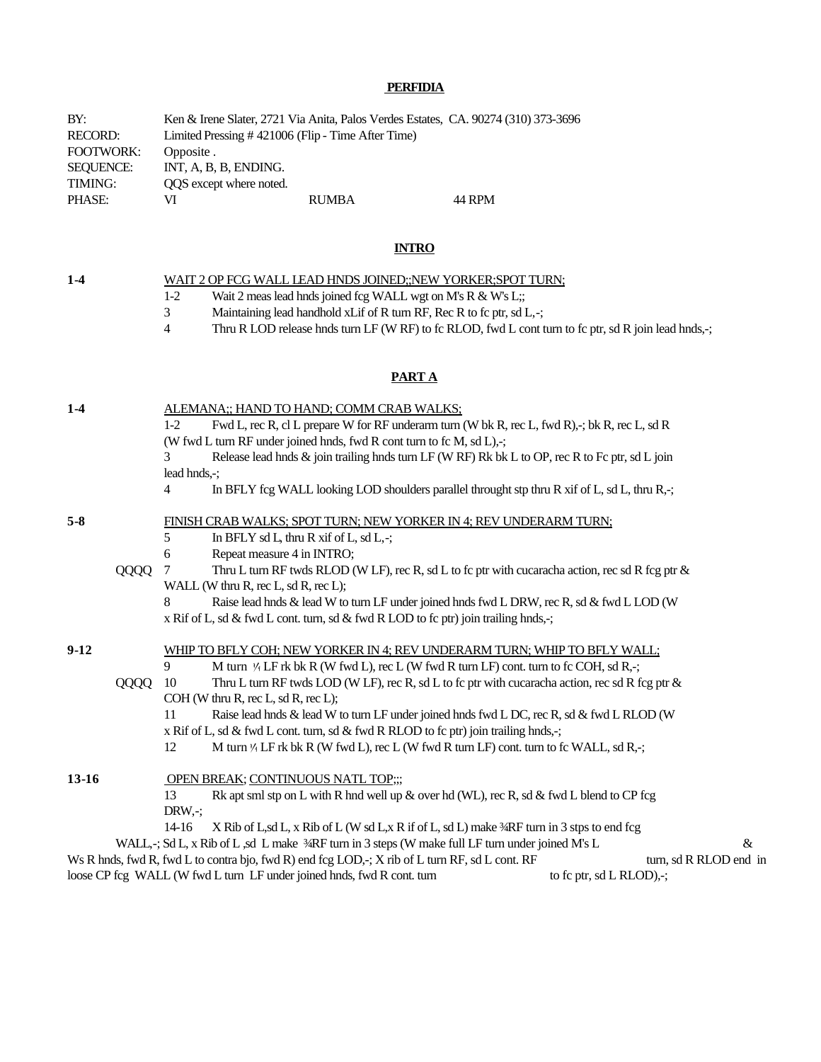# PERFIDIA

BY: Ken & Irene Slater, 2721 Via Anita, Palos Verdes Estates, CA. 90274 (310) 373-3696
RECORD: Limited Pressing # 421006 (Flip - Time After Time)
FOOTWORK: Opposite .
SEQUENCE: INT, A, B, B, ENDING.
TIMING: QQS except where noted.
PHASE: VI RUMBA 44 RPM

## INTRO

**1-4** WAIT 2 OP FCG WALL LEAD HNDS JOINED;;NEW YORKER;SPOT TURN;

1-2 Wait 2 meas lead hnds joined fcg WALL wgt on M's R & W's L;;

3 Maintaining lead handhold xLif of R turn RF, Rec R to fc ptr, sd L,-;

4 Thru R LOD release hnds turn LF (W RF) to fc RLOD, fwd L cont turn to fc ptr, sd R join lead hnds,-;

## PART A

**1-4** ALEMANA;; HAND TO HAND; COMM CRAB WALKS;

1-2 Fwd L, rec R, cl L prepare W for RF underarm turn (W bk R, rec L, fwd R),-; bk R, rec L, sd R (W fwd L turn RF under joined hnds, fwd R cont turn to fc M, sd L),-;

3 Release lead hnds & join trailing hnds turn LF (W RF) Rk bk L to OP, rec R to Fc ptr, sd L join lead hnds,-;

4 In BFLY fcg WALL looking LOD shoulders parallel throught stp thru R xif of L, sd L, thru R,-;

**5-8** FINISH CRAB WALKS; SPOT TURN; NEW YORKER IN 4; REV UNDERARM TURN;

5 In BFLY sd L, thru R xif of L, sd L,-;

6 Repeat measure 4 in INTRO;

QQQQ 7 Thru L turn RF twds RLOD (W LF), rec R, sd L to fc ptr with cucaracha action, rec sd R fcg ptr & WALL (W thru R, rec L, sd R, rec L);

8 Raise lead hnds & lead W to turn LF under joined hnds fwd L DRW, rec R, sd & fwd L LOD (W x Rif of L, sd & fwd L cont. turn, sd & fwd R LOD to fc ptr) join trailing hnds,-;

**9-12** WHIP TO BFLY COH; NEW YORKER IN 4; REV UNDERARM TURN; WHIP TO BFLY WALL;

9 M turn ¼ LF rk bk R (W fwd L), rec L (W fwd R turn LF) cont. turn to fc COH, sd R,-;

QQQQ 10 Thru L turn RF twds LOD (W LF), rec R, sd L to fc ptr with cucaracha action, rec sd R fcg ptr & COH (W thru R, rec L, sd R, rec L);

11 Raise lead hnds & lead W to turn LF under joined hnds fwd L DC, rec R, sd & fwd L RLOD (W x Rif of L, sd & fwd L cont. turn, sd & fwd R RLOD to fc ptr) join trailing hnds,-;

12 M turn ¼ LF rk bk R (W fwd L), rec L (W fwd R turn LF) cont. turn to fc WALL, sd R,-;

**13-16** OPEN BREAK; CONTINUOUS NATL TOP;;;

13 Rk apt sml stp on L with R hnd well up & over hd (WL), rec R, sd & fwd L blend to CP fcg DRW,-;

14-16 X Rib of L,sd L, x Rib of L (W sd L,x R if of L, sd L) make ¾RF turn in 3 stps to end fcg WALL,-; Sd L, x Rib of L ,sd L make ¾RF turn in 3 steps (W make full LF turn under joined M's L & Ws R hnds, fwd R, fwd L to contra bjo, fwd R) end fcg LOD,-; X rib of L turn RF, sd L cont. RF turn, sd R RLOD end in loose CP fcg WALL (W fwd L turn LF under joined hnds, fwd R cont. turn to fc ptr, sd L RLOD),-;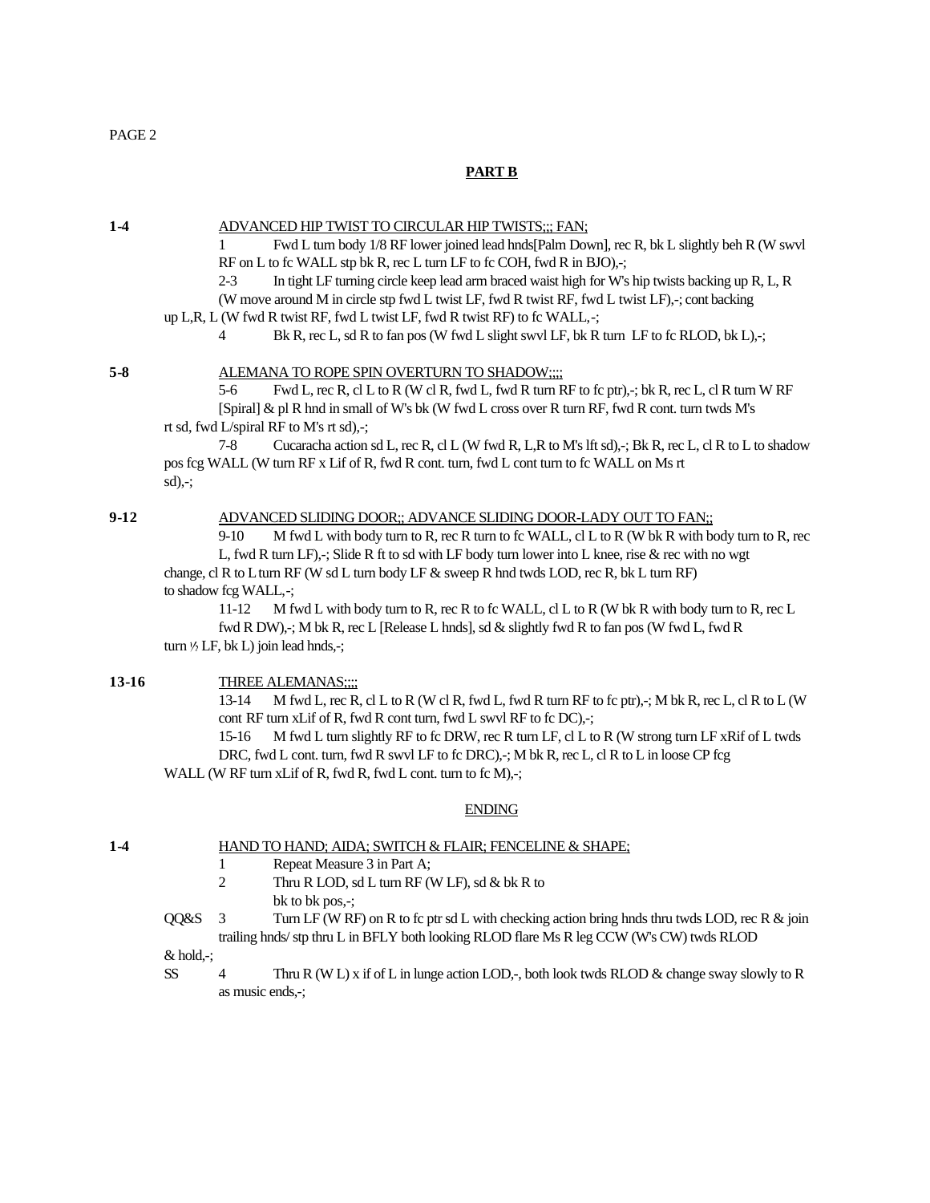## PART B

**1-4** ADVANCED HIP TWIST TO CIRCULAR HIP TWISTS;;; FAN;

1 Fwd L turn body 1/8 RF lower joined lead hnds[Palm Down], rec R, bk L slightly beh R (W swvl RF on L to fc WALL stp bk R, rec L turn LF to fc COH, fwd R in BJO),-;

2-3 In tight LF turning circle keep lead arm braced waist high for W's hip twists backing up R, L, R (W move around M in circle stp fwd L twist LF, fwd R twist RF, fwd L twist LF),-; cont backing up L,R, L (W fwd R twist RF, fwd L twist LF, fwd R twist RF) to fc WALL,-;

4 Bk R, rec L, sd R to fan pos (W fwd L slight swvl LF, bk R turn LF to fc RLOD, bk L),-;

**5-8** ALEMANA TO ROPE SPIN OVERTURN TO SHADOW;;;;

5-6 Fwd L, rec R, cl L to R (W cl R, fwd L, fwd R turn RF to fc ptr),-; bk R, rec L, cl R turn W RF [Spiral] & pl R hnd in small of W's bk (W fwd L cross over R turn RF, fwd R cont. turn twds M's rt sd, fwd L/spiral RF to M's rt sd),-;

7-8 Cucaracha action sd L, rec R, cl L (W fwd R, L,R to M's lft sd),-; Bk R, rec L, cl R to L to shadow pos fcg WALL (W turn RF x Lif of R, fwd R cont. turn, fwd L cont turn to fc WALL on Ms rt sd),-;

**9-12** ADVANCED SLIDING DOOR;; ADVANCE SLIDING DOOR-LADY OUT TO FAN;;

9-10 M fwd L with body turn to R, rec R turn to fc WALL, cl L to R (W bk R with body turn to R, rec L, fwd R turn LF),-; Slide R ft to sd with LF body turn lower into L knee, rise & rec with no wgt change, cl R to L turn RF (W sd L turn body LF & sweep R hnd twds LOD, rec R, bk L turn RF) to shadow fcg WALL,-;

11-12 M fwd L with body turn to R, rec R to fc WALL, cl L to R (W bk R with body turn to R, rec L fwd R DW),-; M bk R, rec L [Release L hnds], sd & slightly fwd R to fan pos (W fwd L, fwd R turn ½ LF, bk L) join lead hnds,-;

**13-16** THREE ALEMANAS;;;;

13-14 M fwd L, rec R, cl L to R (W cl R, fwd L, fwd R turn RF to fc ptr),-; M bk R, rec L, cl R to L (W cont RF turn xLif of R, fwd R cont turn, fwd L swvl RF to fc DC),-;

15-16 M fwd L turn slightly RF to fc DRW, rec R turn LF, cl L to R (W strong turn LF xRif of L twds DRC, fwd L cont. turn, fwd R swvl LF to fc DRC),-; M bk R, rec L, cl R to L in loose CP fcg WALL (W RF turn xLif of R, fwd R, fwd L cont. turn to fc M),-;

## ENDING

**1-4** HAND TO HAND; AIDA; SWITCH & FLAIR; FENCELINE & SHAPE;

1 Repeat Measure 3 in Part A;

2 Thru R LOD, sd L turn RF (W LF), sd & bk R to bk to bk pos,-;

QQ&S 3 Turn LF (W RF) on R to fc ptr sd L with checking action bring hnds thru twds LOD, rec R & join trailing hnds/ stp thru L in BFLY both looking RLOD flare Ms R leg CCW (W's CW) twds RLOD & hold,-;

SS 4 Thru R (W L) x if of L in lunge action LOD,-, both look twds RLOD & change sway slowly to R as music ends,-;